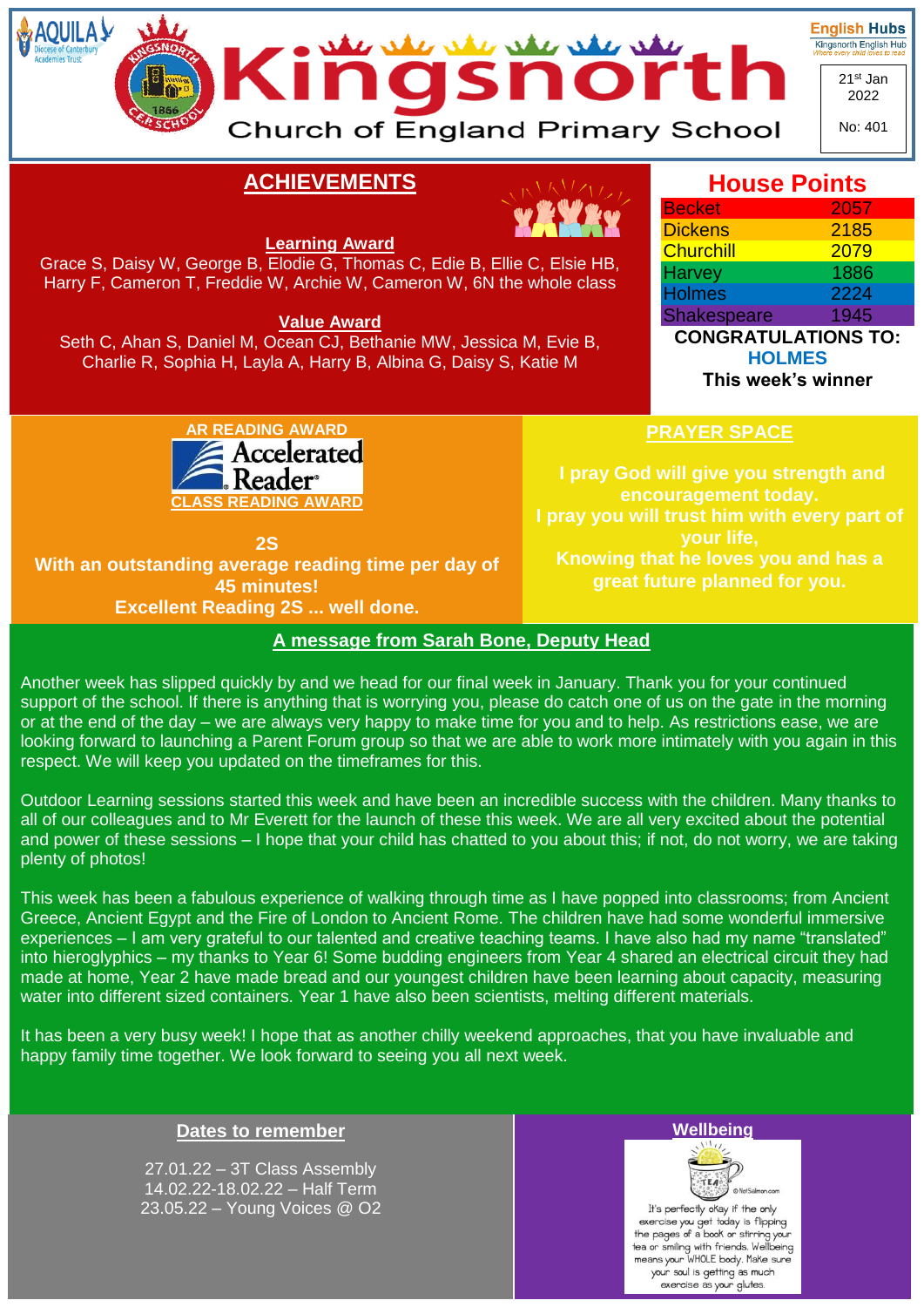# Kingsnorth Church of England Primary School

AQUILA Diocese of Canterbury Academies Trust

English Hubs – Kingsnorth English Hub – Where every child loves to read

21st Jan 2022

No: 401

## ACHIEVEMENTS

**Learning Award**

Grace S, Daisy W, George B, Elodie G, Thomas C, Edie B, Ellie C, Elsie HB, Harry F, Cameron T, Freddie W, Archie W, Cameron W, 6N the whole class

**Value Award**

Seth C, Ahan S, Daniel M, Ocean CJ, Bethanie MW, Jessica M, Evie B, Charlie R, Sophia H, Layla A, Harry B, Albina G, Daisy S, Katie M

## House Points

| House | Points |
|---|---|
| Becket | 2057 |
| Dickens | 2185 |
| Churchill | 2079 |
| Harvey | 1886 |
| Holmes | 2224 |
| Shakespeare | 1945 |

**CONGRATULATIONS TO:**
**HOLMES**
**This week's winner**

## AR READING AWARD

Accelerated Reader

CLASS READING AWARD

**2S**
**With an outstanding average reading time per day of 45 minutes!**
**Excellent Reading 2S ... well done.**

## PRAYER SPACE

**I pray God will give you strength and encouragement today.**
**I pray you will trust him with every part of your life,**
**Knowing that he loves you and has a great future planned for you.**

## A message from Sarah Bone, Deputy Head

Another week has slipped quickly by and we head for our final week in January. Thank you for your continued support of the school. If there is anything that is worrying you, please do catch one of us on the gate in the morning or at the end of the day – we are always very happy to make time for you and to help. As restrictions ease, we are looking forward to launching a Parent Forum group so that we are able to work more intimately with you again in this respect. We will keep you updated on the timeframes for this.

Outdoor Learning sessions started this week and have been an incredible success with the children. Many thanks to all of our colleagues and to Mr Everett for the launch of these this week. We are all very excited about the potential and power of these sessions – I hope that your child has chatted to you about this; if not, do not worry, we are taking plenty of photos!

This week has been a fabulous experience of walking through time as I have popped into classrooms; from Ancient Greece, Ancient Egypt and the Fire of London to Ancient Rome. The children have had some wonderful immersive experiences – I am very grateful to our talented and creative teaching teams. I have also had my name "translated" into hieroglyphics – my thanks to Year 6! Some budding engineers from Year 4 shared an electrical circuit they had made at home, Year 2 have made bread and our youngest children have been learning about capacity, measuring water into different sized containers. Year 1 have also been scientists, melting different materials.

It has been a very busy week! I hope that as another chilly weekend approaches, that you have invaluable and happy family time together. We look forward to seeing you all next week.

## Dates to remember

27.01.22 – 3T Class Assembly
14.02.22-18.02.22 – Half Term
23.05.22 – Young Voices @ O2

## Wellbeing

It's perfectly okay if the only exercise you get today is flipping the pages of a book or stirring your tea or smiling with friends. Wellbeing means your WHOLE body. Make sure your soul is getting as much exercise as your glutes.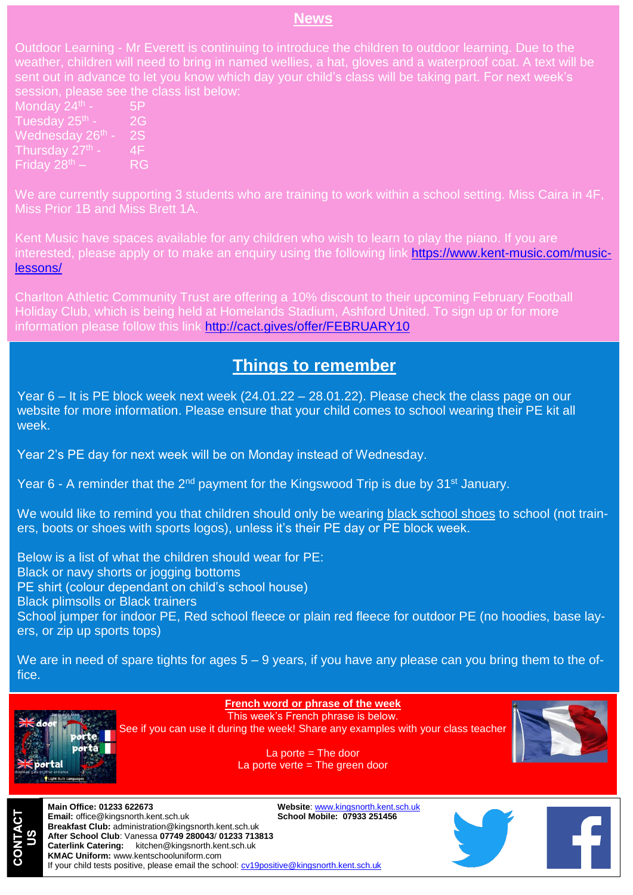## News

Outdoor Learning - Mr Everett is continuing to introduce the children to outdoor learning. Due to the weather, children will need to bring in named wellies, a hat, gloves and a waterproof coat. A text will be sent out in advance to let you know which day your child's class will be taking part. For next week's session, please see the class list below:

Monday 24th - 5P
Tuesday 25th - 2G
Wednesday 26th - 2S
Thursday 27th - 4F
Friday 28th – RG

We are currently supporting 3 students who are training to work within a school setting. Miss Caira in 4F, Miss Prior 1B and Miss Brett 1A.

Kent Music have spaces available for any children who wish to learn to play the piano. If you are interested, please apply or to make an enquiry using the following link https://www.kent-music.com/music-lessons/

Charlton Athletic Community Trust are offering a 10% discount to their upcoming February Football Holiday Club, which is being held at Homelands Stadium, Ashford United. To sign up or for more information please follow this link http://cact.gives/offer/FEBRUARY10

## Things to remember

Year 6 – It is PE block week next week (24.01.22 – 28.01.22). Please check the class page on our website for more information. Please ensure that your child comes to school wearing their PE kit all week.

Year 2's PE day for next week will be on Monday instead of Wednesday.

Year 6 - A reminder that the 2nd payment for the Kingswood Trip is due by 31st January.

We would like to remind you that children should only be wearing black school shoes to school (not trainers, boots or shoes with sports logos), unless it's their PE day or PE block week.

Below is a list of what the children should wear for PE:
Black or navy shorts or jogging bottoms
PE shirt (colour dependant on child's school house)
Black plimsolls or Black trainers
School jumper for indoor PE, Red school fleece or plain red fleece for outdoor PE (no hoodies, base layers, or zip up sports tops)

We are in need of spare tights for ages 5 – 9 years, if you have any please can you bring them to the office.

### French word or phrase of the week

This week's French phrase is below.
See if you can use it during the week! Share any examples with your class teacher

La porte = The door
La porte verte = The green door

**CONTACT US**

**Main Office: 01233 622673**
**Email:** office@kingsnorth.kent.sch.uk
**Breakfast Club:** administration@kingsnorth.kent.sch.uk
**After School Club**: Vanessa **07749 280043**/ **01233 713813**
**Caterlink Catering:** kitchen@kingsnorth.kent.sch.uk
**KMAC Uniform:** www.kentschooluniform.com
If your child tests positive, please email the school: cv19positive@kingsnorth.kent.sch.uk

**Website**: www.kingsnorth.kent.sch.uk
**School Mobile: 07933 251456**